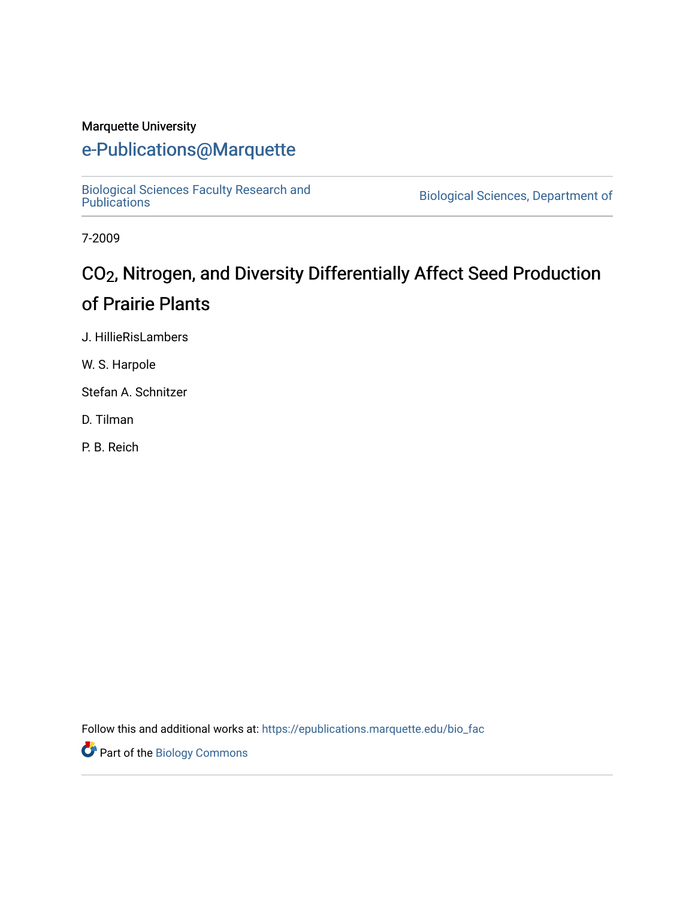Marquette University

# e-Publications@Marquette

Biological Sciences Faculty Research and Publications

Biological Sciences, Department of

7-2009

# $CO_2$, Nitrogen, and Diversity Differentially Affect Seed Production of Prairie Plants

J. HillieRisLambers

W. S. Harpole

Stefan A. Schnitzer

D. Tilman

P. B. Reich

Follow this and additional works at: https://epublications.marquette.edu/bio_fac

Part of the Biology Commons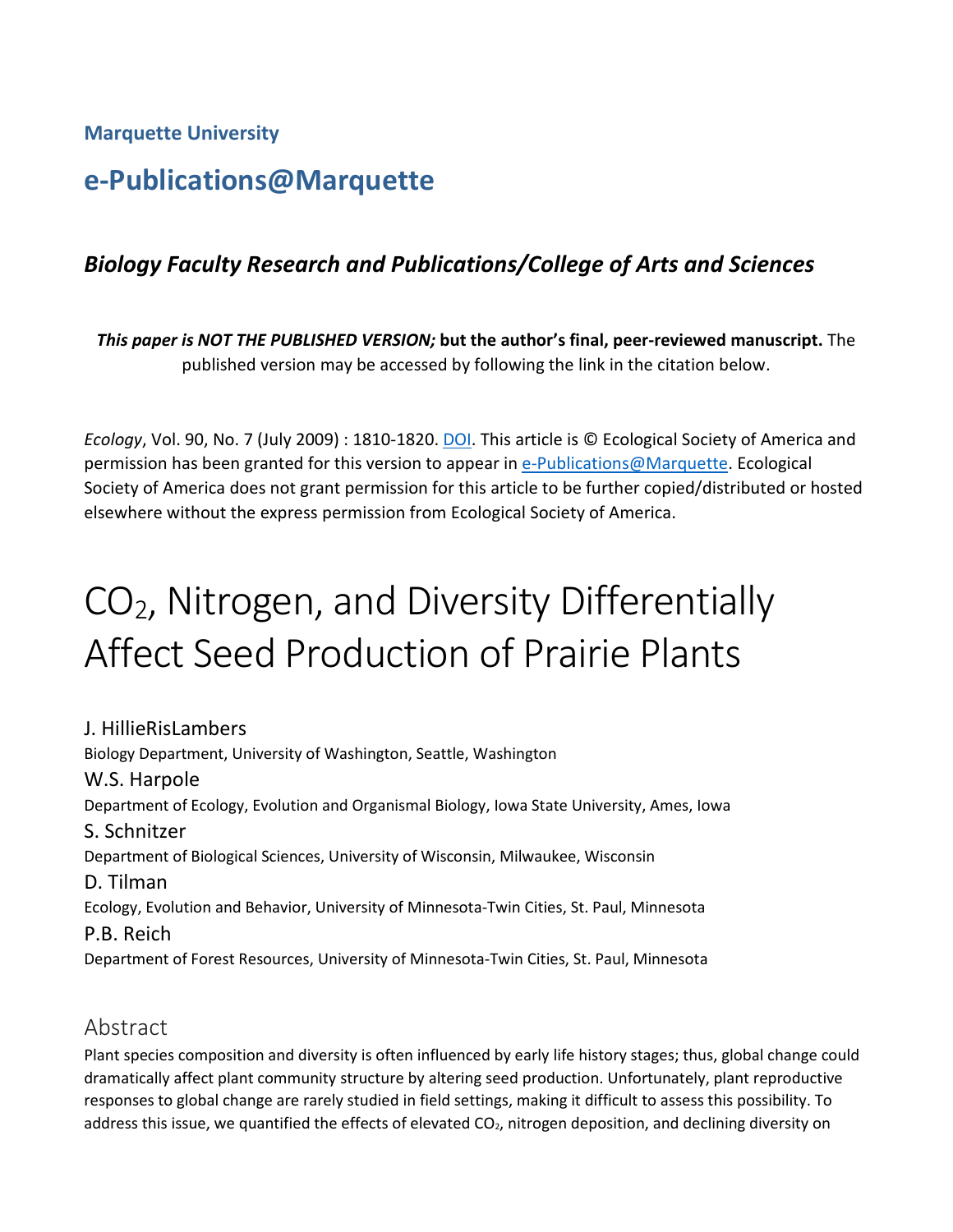Marquette University

# e-Publications@Marquette

## *Biology Faculty Research and Publications/College of Arts and Sciences*

***This paper is NOT THE PUBLISHED VERSION;* but the author's final, peer-reviewed manuscript.** The published version may be accessed by following the link in the citation below.

*Ecology*, Vol. 90, No. 7 (July 2009) : 1810-1820. DOI. This article is © Ecological Society of America and permission has been granted for this version to appear in e-Publications@Marquette. Ecological Society of America does not grant permission for this article to be further copied/distributed or hosted elsewhere without the express permission from Ecological Society of America.

# $CO_2$, Nitrogen, and Diversity Differentially Affect Seed Production of Prairie Plants

J. HillieRisLambers
Biology Department, University of Washington, Seattle, Washington

W.S. Harpole
Department of Ecology, Evolution and Organismal Biology, Iowa State University, Ames, Iowa

S. Schnitzer
Department of Biological Sciences, University of Wisconsin, Milwaukee, Wisconsin

D. Tilman
Ecology, Evolution and Behavior, University of Minnesota-Twin Cities, St. Paul, Minnesota

P.B. Reich
Department of Forest Resources, University of Minnesota-Twin Cities, St. Paul, Minnesota

## Abstract

Plant species composition and diversity is often influenced by early life history stages; thus, global change could dramatically affect plant community structure by altering seed production. Unfortunately, plant reproductive responses to global change are rarely studied in field settings, making it difficult to assess this possibility. To address this issue, we quantified the effects of elevated $CO_2$, nitrogen deposition, and declining diversity on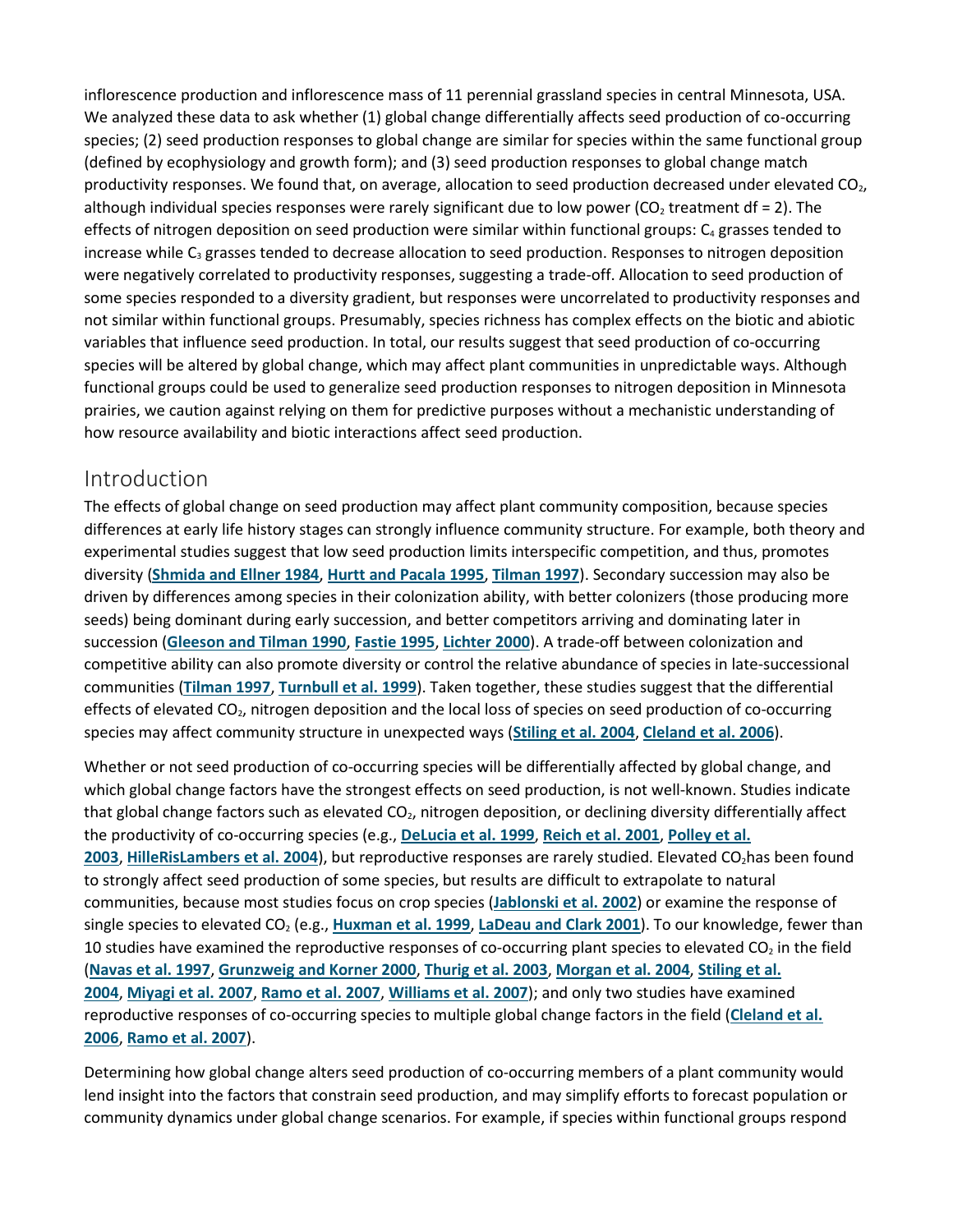inflorescence production and inflorescence mass of 11 perennial grassland species in central Minnesota, USA. We analyzed these data to ask whether (1) global change differentially affects seed production of co-occurring species; (2) seed production responses to global change are similar for species within the same functional group (defined by ecophysiology and growth form); and (3) seed production responses to global change match productivity responses. We found that, on average, allocation to seed production decreased under elevated $CO_2$, although individual species responses were rarely significant due to low power ($CO_2$ treatment df = 2). The effects of nitrogen deposition on seed production were similar within functional groups: $C_4$ grasses tended to increase while $C_3$ grasses tended to decrease allocation to seed production. Responses to nitrogen deposition were negatively correlated to productivity responses, suggesting a trade-off. Allocation to seed production of some species responded to a diversity gradient, but responses were uncorrelated to productivity responses and not similar within functional groups. Presumably, species richness has complex effects on the biotic and abiotic variables that influence seed production. In total, our results suggest that seed production of co-occurring species will be altered by global change, which may affect plant communities in unpredictable ways. Although functional groups could be used to generalize seed production responses to nitrogen deposition in Minnesota prairies, we caution against relying on them for predictive purposes without a mechanistic understanding of how resource availability and biotic interactions affect seed production.

## Introduction

The effects of global change on seed production may affect plant community composition, because species differences at early life history stages can strongly influence community structure. For example, both theory and experimental studies suggest that low seed production limits interspecific competition, and thus, promotes diversity (**Shmida and Ellner 1984**, **Hurtt and Pacala 1995**, **Tilman 1997**). Secondary succession may also be driven by differences among species in their colonization ability, with better colonizers (those producing more seeds) being dominant during early succession, and better competitors arriving and dominating later in succession (**Gleeson and Tilman 1990**, **Fastie 1995**, **Lichter 2000**). A trade-off between colonization and competitive ability can also promote diversity or control the relative abundance of species in late-successional communities (**Tilman 1997**, **Turnbull et al. 1999**). Taken together, these studies suggest that the differential effects of elevated $CO_2$, nitrogen deposition and the local loss of species on seed production of co-occurring species may affect community structure in unexpected ways (**Stiling et al. 2004**, **Cleland et al. 2006**).

Whether or not seed production of co-occurring species will be differentially affected by global change, and which global change factors have the strongest effects on seed production, is not well-known. Studies indicate that global change factors such as elevated $CO_2$, nitrogen deposition, or declining diversity differentially affect the productivity of co-occurring species (e.g., **DeLucia et al. 1999**, **Reich et al. 2001**, **Polley et al. 2003**, **HilleRisLambers et al. 2004**), but reproductive responses are rarely studied. Elevated $CO_2$ has been found to strongly affect seed production of some species, but results are difficult to extrapolate to natural communities, because most studies focus on crop species (**Jablonski et al. 2002**) or examine the response of single species to elevated $CO_2$ (e.g., **Huxman et al. 1999**, **LaDeau and Clark 2001**). To our knowledge, fewer than 10 studies have examined the reproductive responses of co-occurring plant species to elevated $CO_2$ in the field (**Navas et al. 1997**, **Grunzweig and Korner 2000**, **Thurig et al. 2003**, **Morgan et al. 2004**, **Stiling et al. 2004**, **Miyagi et al. 2007**, **Ramo et al. 2007**, **Williams et al. 2007**); and only two studies have examined reproductive responses of co-occurring species to multiple global change factors in the field (**Cleland et al. 2006**, **Ramo et al. 2007**).

Determining how global change alters seed production of co-occurring members of a plant community would lend insight into the factors that constrain seed production, and may simplify efforts to forecast population or community dynamics under global change scenarios. For example, if species within functional groups respond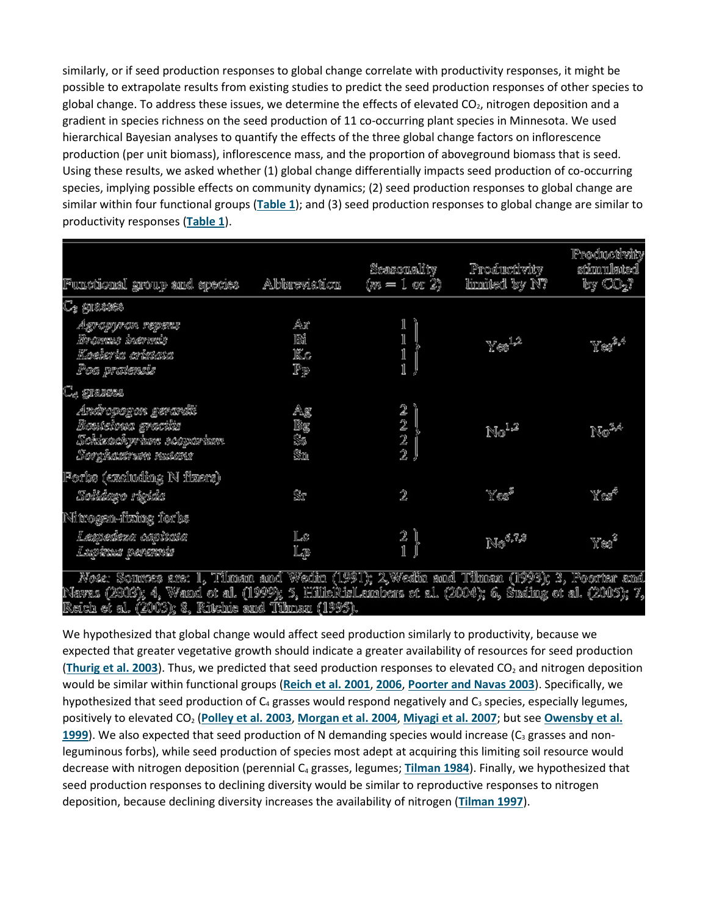similarly, or if seed production responses to global change correlate with productivity responses, it might be possible to extrapolate results from existing studies to predict the seed production responses of other species to global change. To address these issues, we determine the effects of elevated $CO_2$, nitrogen deposition and a gradient in species richness on the seed production of 11 co-occurring plant species in Minnesota. We used hierarchical Bayesian analyses to quantify the effects of the three global change factors on inflorescence production (per unit biomass), inflorescence mass, and the proportion of aboveground biomass that is seed. Using these results, we asked whether (1) global change differentially impacts seed production of co-occurring species, implying possible effects on community dynamics; (2) seed production responses to global change are similar within four functional groups (**Table 1**); and (3) seed production responses to global change are similar to productivity responses (**Table 1**).

| Functional group and species | Abbreviation | Seasonality ($m$ = 1 or 2) | Productivity limited by N? | Productivity stimulated by $CO_2$? |
|---|---|---|---|---|
| $C_3$ grasses | | | | |
| *Agropyron repens* | Ar | 1 | Yes[1,2] | Yes[3,4] |
| *Bromus inermis* | Bi | 1 | | |
| *Koeleria cristata* | Kc | 1 | | |
| *Poa pratensis* | Pp | 1 | | |
| $C_4$ grasses | | | | |
| *Andropogon gerardii* | Ag | 2 | No[1,2] | No[3,4] |
| *Bouteloua gracilis* | Bg | 2 | | |
| *Schizachyrium scoparium* | Ss | 2 | | |
| *Sorghastrum nutans* | Sn | 2 | | |
| Forbs (excluding N fixers) | | | | |
| *Solidago rigida* | Sr | 2 | Yes[5] | Yes[4] |
| Nitrogen-fixing forbs | | | | |
| *Lespedeza capitata* | Lc | 2 | No[6,7,8] | Yes[3] |
| *Lupinus perennis* | Lp | 1 | | |

*Note:* Sources are: 1, Tilman and Wedin (1991); 2, Wedin and Tilman (1993); 3, Poorter and Navas (2003); 4, Wand et al. (1999); 5, HilleRisLambers et al. (2004); 6, Suding et al. (2005); 7, Reich et al. (2003); 8, Ritchie and Tilman (1995).

We hypothesized that global change would affect seed production similarly to productivity, because we expected that greater vegetative growth should indicate a greater availability of resources for seed production (**Thurig et al. 2003**). Thus, we predicted that seed production responses to elevated $CO_2$ and nitrogen deposition would be similar within functional groups (**Reich et al. 2001**, **2006**, **Poorter and Navas 2003**). Specifically, we hypothesized that seed production of $C_4$ grasses would respond negatively and $C_3$ species, especially legumes, positively to elevated $CO_2$ (**Polley et al. 2003**, **Morgan et al. 2004**, **Miyagi et al. 2007**; but see **Owensby et al. 1999**). We also expected that seed production of N demanding species would increase ($C_3$ grasses and non-leguminous forbs), while seed production of species most adept at acquiring this limiting soil resource would decrease with nitrogen deposition (perennial $C_4$ grasses, legumes; **Tilman 1984**). Finally, we hypothesized that seed production responses to declining diversity would be similar to reproductive responses to nitrogen deposition, because declining diversity increases the availability of nitrogen (**Tilman 1997**).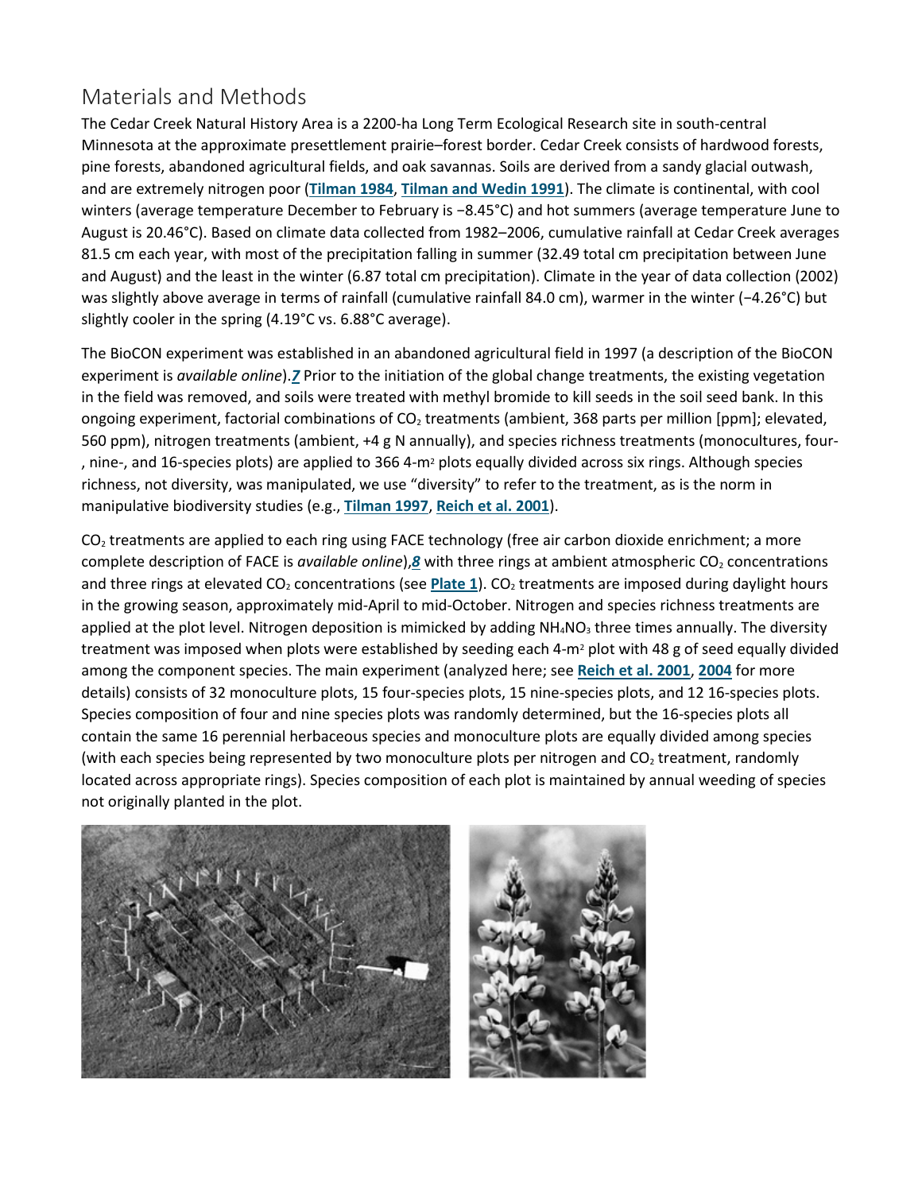## Materials and Methods

The Cedar Creek Natural History Area is a 2200-ha Long Term Ecological Research site in south-central Minnesota at the approximate presettlement prairie–forest border. Cedar Creek consists of hardwood forests, pine forests, abandoned agricultural fields, and oak savannas. Soils are derived from a sandy glacial outwash, and are extremely nitrogen poor (**Tilman 1984**, **Tilman and Wedin 1991**). The climate is continental, with cool winters (average temperature December to February is −8.45°C) and hot summers (average temperature June to August is 20.46°C). Based on climate data collected from 1982–2006, cumulative rainfall at Cedar Creek averages 81.5 cm each year, with most of the precipitation falling in summer (32.49 total cm precipitation between June and August) and the least in the winter (6.87 total cm precipitation). Climate in the year of data collection (2002) was slightly above average in terms of rainfall (cumulative rainfall 84.0 cm), warmer in the winter (−4.26°C) but slightly cooler in the spring (4.19°C vs. 6.88°C average).

The BioCON experiment was established in an abandoned agricultural field in 1997 (a description of the BioCON experiment is *available online*).***7*** Prior to the initiation of the global change treatments, the existing vegetation in the field was removed, and soils were treated with methyl bromide to kill seeds in the soil seed bank. In this ongoing experiment, factorial combinations of $CO_2$ treatments (ambient, 368 parts per million [ppm]; elevated, 560 ppm), nitrogen treatments (ambient, +4 g N annually), and species richness treatments (monocultures, four-, nine-, and 16-species plots) are applied to 366 4-$m^2$ plots equally divided across six rings. Although species richness, not diversity, was manipulated, we use "diversity" to refer to the treatment, as is the norm in manipulative biodiversity studies (e.g., **Tilman 1997**, **Reich et al. 2001**).

$CO_2$ treatments are applied to each ring using FACE technology (free air carbon dioxide enrichment; a more complete description of FACE is *available online*),***8*** with three rings at ambient atmospheric $CO_2$ concentrations and three rings at elevated $CO_2$ concentrations (see **Plate 1**). $CO_2$ treatments are imposed during daylight hours in the growing season, approximately mid-April to mid-October. Nitrogen and species richness treatments are applied at the plot level. Nitrogen deposition is mimicked by adding $NH_4NO_3$ three times annually. The diversity treatment was imposed when plots were established by seeding each 4-$m^2$ plot with 48 g of seed equally divided among the component species. The main experiment (analyzed here; see **Reich et al. 2001**, **2004** for more details) consists of 32 monoculture plots, 15 four-species plots, 15 nine-species plots, and 12 16-species plots. Species composition of four and nine species plots was randomly determined, but the 16-species plots all contain the same 16 perennial herbaceous species and monoculture plots are equally divided among species (with each species being represented by two monoculture plots per nitrogen and $CO_2$ treatment, randomly located across appropriate rings). Species composition of each plot is maintained by annual weeding of species not originally planted in the plot.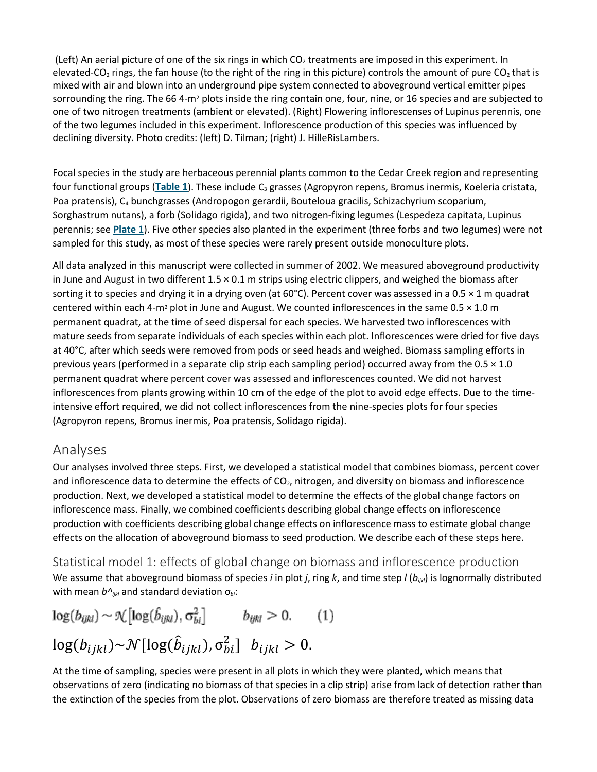(Left) An aerial picture of one of the six rings in which $CO_2$ treatments are imposed in this experiment. In elevated-$CO_2$ rings, the fan house (to the right of the ring in this picture) controls the amount of pure $CO_2$ that is mixed with air and blown into an underground pipe system connected to aboveground vertical emitter pipes sorrounding the ring. The 66 4-m[2] plots inside the ring contain one, four, nine, or 16 species and are subjected to one of two nitrogen treatments (ambient or elevated). (Right) Flowering inflorescenses of Lupinus perennis, one of the two legumes included in this experiment. Inflorescence production of this species was influenced by declining diversity. Photo credits: (left) D. Tilman; (right) J. HilleRisLambers.

Focal species in the study are herbaceous perennial plants common to the Cedar Creek region and representing four functional groups (**Table 1**). These include $C_3$ grasses (Agropyron repens, Bromus inermis, Koeleria cristata, Poa pratensis), $C_4$ bunchgrasses (Andropogon gerardii, Bouteloua gracilis, Schizachyrium scoparium, Sorghastrum nutans), a forb (Solidago rigida), and two nitrogen-fixing legumes (Lespedeza capitata, Lupinus perennis; see **Plate 1**). Five other species also planted in the experiment (three forbs and two legumes) were not sampled for this study, as most of these species were rarely present outside monoculture plots.

All data analyzed in this manuscript were collected in summer of 2002. We measured aboveground productivity in June and August in two different 1.5 × 0.1 m strips using electric clippers, and weighed the biomass after sorting it to species and drying it in a drying oven (at 60°C). Percent cover was assessed in a 0.5 × 1 m quadrat centered within each 4-m[2] plot in June and August. We counted inflorescences in the same 0.5 × 1.0 m permanent quadrat, at the time of seed dispersal for each species. We harvested two inflorescences with mature seeds from separate individuals of each species within each plot. Inflorescences were dried for five days at 40°C, after which seeds were removed from pods or seed heads and weighed. Biomass sampling efforts in previous years (performed in a separate clip strip each sampling period) occurred away from the 0.5 × 1.0 permanent quadrat where percent cover was assessed and inflorescences counted. We did not harvest inflorescences from plants growing within 10 cm of the edge of the plot to avoid edge effects. Due to the time-intensive effort required, we did not collect inflorescences from the nine-species plots for four species (Agropyron repens, Bromus inermis, Poa pratensis, Solidago rigida).

## Analyses

Our analyses involved three steps. First, we developed a statistical model that combines biomass, percent cover and inflorescence data to determine the effects of $CO_2$, nitrogen, and diversity on biomass and inflorescence production. Next, we developed a statistical model to determine the effects of the global change factors on inflorescence mass. Finally, we combined coefficients describing global change effects on inflorescence production with coefficients describing global change effects on inflorescence mass to estimate global change effects on the allocation of aboveground biomass to seed production. We describe each of these steps here.

### Statistical model 1: effects of global change on biomass and inflorescence production

We assume that aboveground biomass of species $i$ in plot $j$, ring $k$, and time step $l$ ($b_{ijkl}$) is lognormally distributed with mean $\hat{b}_{ijkl}$ and standard deviation $\sigma_{bi}$:

$$\log(b_{ijkl}) \sim \mathcal{N}[\log(\hat{b}_{ijkl}), \sigma_{bi}^2] \qquad b_{ijkl} > 0. \qquad (1)$$

At the time of sampling, species were present in all plots in which they were planted, which means that observations of zero (indicating no biomass of that species in a clip strip) arise from lack of detection rather than the extinction of the species from the plot. Observations of zero biomass are therefore treated as missing data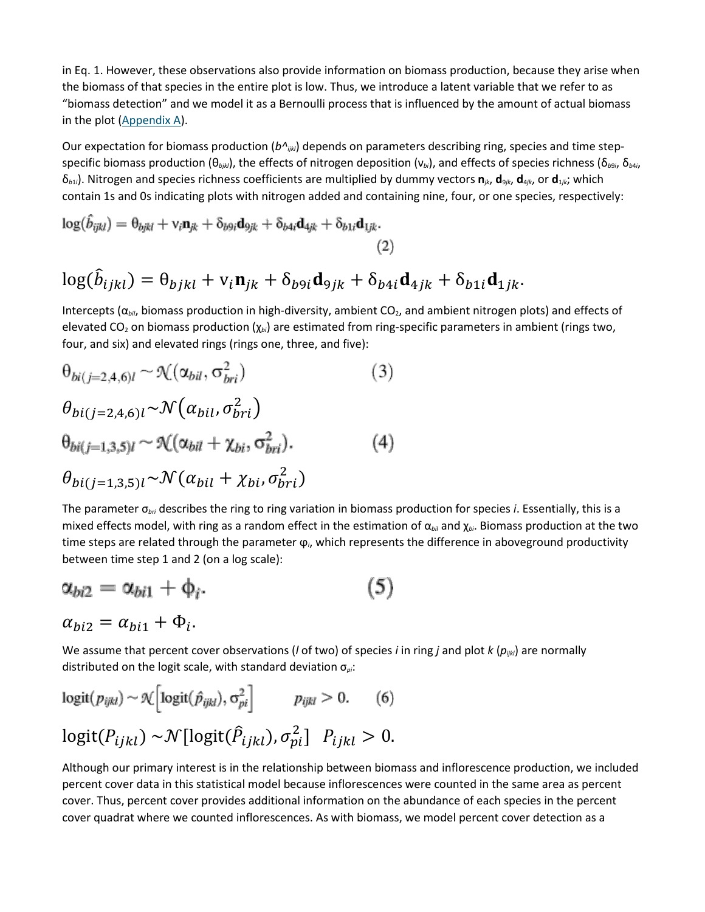in Eq. 1. However, these observations also provide information on biomass production, because they arise when the biomass of that species in the entire plot is low. Thus, we introduce a latent variable that we refer to as "biomass detection" and we model it as a Bernoulli process that is influenced by the amount of actual biomass in the plot (Appendix A).

Our expectation for biomass production ($\hat{b}_{ijkl}$) depends on parameters describing ring, species and time step-specific biomass production ($\theta_{bjkl}$), the effects of nitrogen deposition ($v_{bi}$), and effects of species richness ($\delta_{b9i}$, $\delta_{b4i}$, $\delta_{b1i}$). Nitrogen and species richness coefficients are multiplied by dummy vectors $\mathbf{n}_{jk}$, $\mathbf{d}_{9jk}$, $\mathbf{d}_{4jk}$, or $\mathbf{d}_{1jk}$; which contain 1s and 0s indicating plots with nitrogen added and containing nine, four, or one species, respectively:

$$\log(\hat{b}_{ijkl}) = \theta_{bjkl} + v_i\mathbf{n}_{jk} + \delta_{b9i}\mathbf{d}_{9jk} + \delta_{b4i}\mathbf{d}_{4jk} + \delta_{b1i}\mathbf{d}_{1jk}. \tag{2}$$

Intercepts ($\alpha_{bil}$, biomass production in high-diversity, ambient $CO_2$, and ambient nitrogen plots) and effects of elevated $CO_2$ on biomass production ($\chi_{bi}$) are estimated from ring-specific parameters in ambient (rings two, four, and six) and elevated rings (rings one, three, and five):

$$\theta_{bi(j=2,4,6)l} \sim \mathcal{N}(\alpha_{bil}, \sigma_{bri}^2) \tag{3}$$

$$\theta_{bi(j=1,3,5)l} \sim \mathcal{N}(\alpha_{bil} + \chi_{bi}, \sigma_{bri}^2). \tag{4}$$

The parameter $\sigma_{bri}$ describes the ring to ring variation in biomass production for species *i*. Essentially, this is a mixed effects model, with ring as a random effect in the estimation of $\alpha_{bil}$ and $\chi_{bi}$. Biomass production at the two time steps are related through the parameter $\varphi_i$, which represents the difference in aboveground productivity between time step 1 and 2 (on a log scale):

$$\alpha_{bi2} = \alpha_{bi1} + \phi_i. \tag{5}$$

We assume that percent cover observations (*l* of two) of species *i* in ring *j* and plot *k* ($p_{ijkl}$) are normally distributed on the logit scale, with standard deviation $\sigma_{pi}$:

$$\text{logit}(p_{ijkl}) \sim \mathcal{N}\left[\text{logit}(\hat{p}_{ijkl}), \sigma_{pi}^2\right] \qquad p_{ijkl} > 0. \tag{6}$$

Although our primary interest is in the relationship between biomass and inflorescence production, we included percent cover data in this statistical model because inflorescences were counted in the same area as percent cover. Thus, percent cover provides additional information on the abundance of each species in the percent cover quadrat where we counted inflorescences. As with biomass, we model percent cover detection as a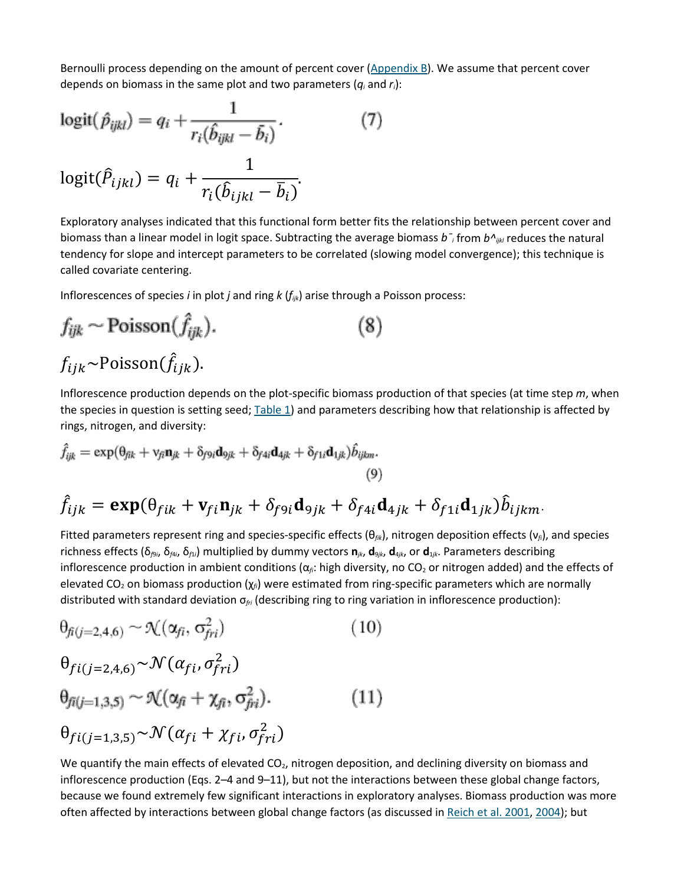Bernoulli process depending on the amount of percent cover (Appendix B). We assume that percent cover depends on biomass in the same plot and two parameters ($q_i$ and $r_i$):

$$\text{logit}(\hat{P}_{ijkl}) = q_i + \frac{1}{r_i(\hat{b}_{ijkl} - \bar{b}_i)}. \quad (7)$$

Exploratory analyses indicated that this functional form better fits the relationship between percent cover and biomass than a linear model in logit space. Subtracting the average biomass $\bar{b}_i$ from $\hat{b}_{ijkl}$ reduces the natural tendency for slope and intercept parameters to be correlated (slowing model convergence); this technique is called covariate centering.

Inflorescences of species *i* in plot *j* and ring *k* ($f_{ijk}$) arise through a Poisson process:

$$f_{ijk} \sim \text{Poisson}(\hat{f}_{ijk}). \quad (8)$$

Inflorescence production depends on the plot-specific biomass production of that species (at time step *m*, when the species in question is setting seed; Table 1) and parameters describing how that relationship is affected by rings, nitrogen, and diversity:

$$\hat{f}_{ijk} = \exp(\theta_{fik} + \mathrm{v}_{fi}\mathbf{n}_{jk} + \delta_{f9i}\mathbf{d}_{9jk} + \delta_{f4i}\mathbf{d}_{4jk} + \delta_{f1i}\mathbf{d}_{1jk})\hat{b}_{ijkm}. \quad (9)$$

Fitted parameters represent ring and species-specific effects ($\theta_{fik}$), nitrogen deposition effects ($\mathrm{v}_{fi}$), and species richness effects ($\delta_{f9i}$, $\delta_{f4i}$, $\delta_{f1i}$) multiplied by dummy vectors $\mathbf{n}_{jk}$, $\mathbf{d}_{9jk}$, $\mathbf{d}_{4jk}$, or $\mathbf{d}_{1jk}$. Parameters describing inflorescence production in ambient conditions ($\alpha_{fi}$: high diversity, no $CO_2$ or nitrogen added) and the effects of elevated $CO_2$ on biomass production ($\chi_{fi}$) were estimated from ring-specific parameters which are normally distributed with standard deviation $\sigma_{fri}$ (describing ring to ring variation in inflorescence production):

$$\theta_{fi(j=2,4,6)} \sim \mathcal{N}(\alpha_{fi}, \sigma^2_{fri}) \quad (10)$$

$$\theta_{fi(j=1,3,5)} \sim \mathcal{N}(\alpha_{fi} + \chi_{fi}, \sigma^2_{fri}). \quad (11)$$

We quantify the main effects of elevated $CO_2$, nitrogen deposition, and declining diversity on biomass and inflorescence production (Eqs. 2–4 and 9–11), but not the interactions between these global change factors, because we found extremely few significant interactions in exploratory analyses. Biomass production was more often affected by interactions between global change factors (as discussed in Reich et al. 2001, 2004); but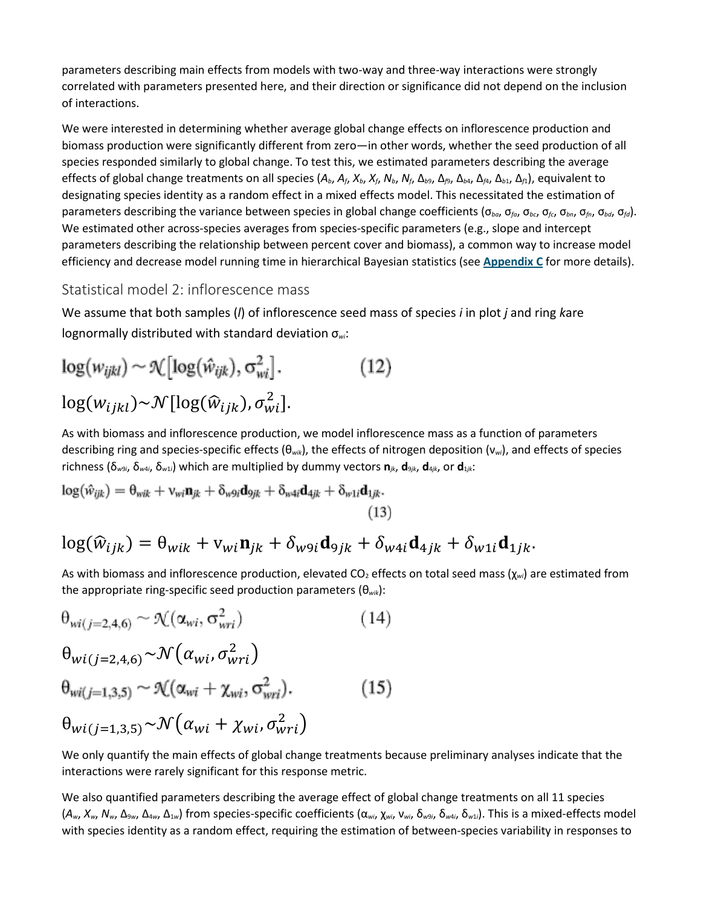parameters describing main effects from models with two-way and three-way interactions were strongly correlated with parameters presented here, and their direction or significance did not depend on the inclusion of interactions.

We were interested in determining whether average global change effects on inflorescence production and biomass production were significantly different from zero—in other words, whether the seed production of all species responded similarly to global change. To test this, we estimated parameters describing the average effects of global change treatments on all species ($A_b$, $A_f$, $X_b$, $X_f$, $N_b$, $N_f$, $\Delta_{b9}$, $\Delta_{f9}$, $\Delta_{b4}$, $\Delta_{f4}$, $\Delta_{b1}$, $\Delta_{f1}$), equivalent to designating species identity as a random effect in a mixed effects model. This necessitated the estimation of parameters describing the variance between species in global change coefficients ($\sigma_{ba}$, $\sigma_{fa}$, $\sigma_{bc}$, $\sigma_{fc}$, $\sigma_{bn}$, $\sigma_{fn}$, $\sigma_{bd}$, $\sigma_{fd}$). We estimated other across-species averages from species-specific parameters (e.g., slope and intercept parameters describing the relationship between percent cover and biomass), a common way to increase model efficiency and decrease model running time in hierarchical Bayesian statistics (see **Appendix C** for more details).

## Statistical model 2: inflorescence mass

We assume that both samples ($l$) of inflorescence seed mass of species $i$ in plot $j$ and ring $k$are lognormally distributed with standard deviation $\sigma_{wi}$:

$$\log(w_{ijkl}) \sim \mathcal{N}\left[\log(\hat{w}_{ijk}), \sigma_{wi}^2\right]. \tag{12}$$

As with biomass and inflorescence production, we model inflorescence mass as a function of parameters describing ring and species-specific effects ($\theta_{wik}$), the effects of nitrogen deposition ($\nu_{wi}$), and effects of species richness ($\delta_{w9i}$, $\delta_{w4i}$, $\delta_{w1i}$) which are multiplied by dummy vectors $\mathbf{n}_{jk}$, $\mathbf{d}_{9jk}$, $\mathbf{d}_{4jk}$, or $\mathbf{d}_{1jk}$:

$$\log(\hat{w}_{ijk}) = \theta_{wik} + \nu_{wi}\mathbf{n}_{jk} + \delta_{w9i}\mathbf{d}_{9jk} + \delta_{w4i}\mathbf{d}_{4jk} + \delta_{w1i}\mathbf{d}_{1jk}. \tag{13}$$

As with biomass and inflorescence production, elevated $CO_2$ effects on total seed mass ($\chi_{wi}$) are estimated from the appropriate ring-specific seed production parameters ($\theta_{wik}$):

$$\theta_{wi(j=2,4,6)} \sim \mathcal{N}\left(\alpha_{wi}, \sigma_{wri}^2\right) \tag{14}$$

$$\theta_{wi(j=1,3,5)} \sim \mathcal{N}\left(\alpha_{wi} + \chi_{wi}, \sigma_{wri}^2\right). \tag{15}$$

We only quantify the main effects of global change treatments because preliminary analyses indicate that the interactions were rarely significant for this response metric.

We also quantified parameters describing the average effect of global change treatments on all 11 species ($A_w$, $X_w$, $N_w$, $\Delta_{9w}$, $\Delta_{4w}$, $\Delta_{1w}$) from species-specific coefficients ($\alpha_{wi}$, $\chi_{wi}$, $\nu_{wi}$, $\delta_{w9i}$, $\delta_{w4i}$, $\delta_{w1i}$). This is a mixed-effects model with species identity as a random effect, requiring the estimation of between-species variability in responses to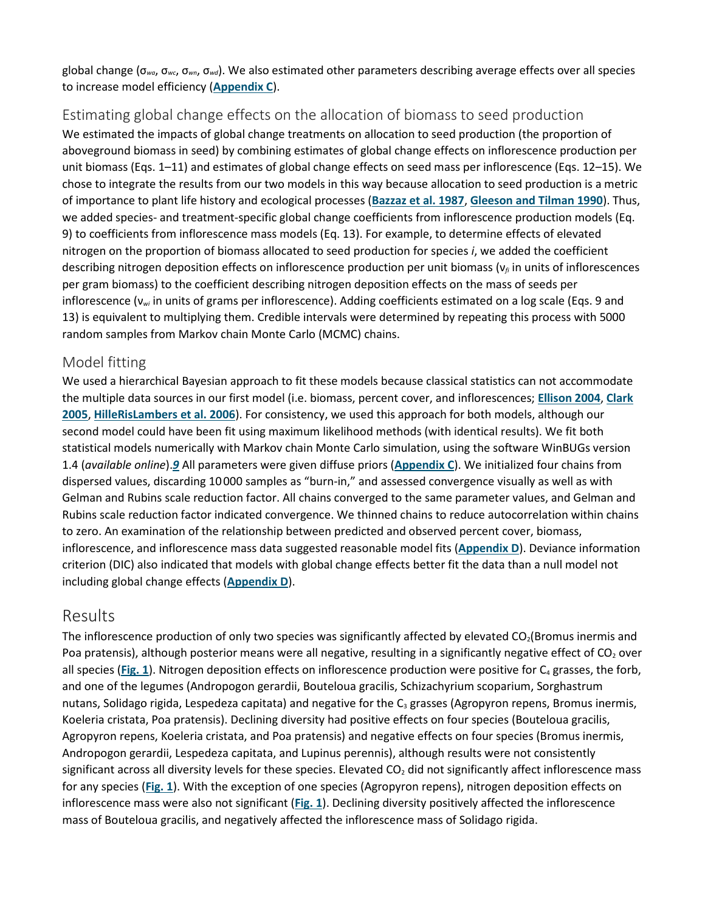global change ($\sigma_{wa}$, $\sigma_{wc}$, $\sigma_{wn}$, $\sigma_{wd}$). We also estimated other parameters describing average effects over all species to increase model efficiency (**Appendix C**).

## Estimating global change effects on the allocation of biomass to seed production

We estimated the impacts of global change treatments on allocation to seed production (the proportion of aboveground biomass in seed) by combining estimates of global change effects on inflorescence production per unit biomass (Eqs. 1–11) and estimates of global change effects on seed mass per inflorescence (Eqs. 12–15). We chose to integrate the results from our two models in this way because allocation to seed production is a metric of importance to plant life history and ecological processes (**Bazzaz et al. 1987**, **Gleeson and Tilman 1990**). Thus, we added species- and treatment-specific global change coefficients from inflorescence production models (Eq. 9) to coefficients from inflorescence mass models (Eq. 13). For example, to determine effects of elevated nitrogen on the proportion of biomass allocated to seed production for species *i*, we added the coefficient describing nitrogen deposition effects on inflorescence production per unit biomass ($\nu_{fi}$ in units of inflorescences per gram biomass) to the coefficient describing nitrogen deposition effects on the mass of seeds per inflorescence ($\nu_{wi}$ in units of grams per inflorescence). Adding coefficients estimated on a log scale (Eqs. 9 and 13) is equivalent to multiplying them. Credible intervals were determined by repeating this process with 5000 random samples from Markov chain Monte Carlo (MCMC) chains.

## Model fitting

We used a hierarchical Bayesian approach to fit these models because classical statistics can not accommodate the multiple data sources in our first model (i.e. biomass, percent cover, and inflorescences; **Ellison 2004**, **Clark 2005**, **HilleRisLambers et al. 2006**). For consistency, we used this approach for both models, although our second model could have been fit using maximum likelihood methods (with identical results). We fit both statistical models numerically with Markov chain Monte Carlo simulation, using the software WinBUGs version 1.4 (*available online*).*9* All parameters were given diffuse priors (**Appendix C**). We initialized four chains from dispersed values, discarding 10 000 samples as "burn-in," and assessed convergence visually as well as with Gelman and Rubins scale reduction factor. All chains converged to the same parameter values, and Gelman and Rubins scale reduction factor indicated convergence. We thinned chains to reduce autocorrelation within chains to zero. An examination of the relationship between predicted and observed percent cover, biomass, inflorescence, and inflorescence mass data suggested reasonable model fits (**Appendix D**). Deviance information criterion (DIC) also indicated that models with global change effects better fit the data than a null model not including global change effects (**Appendix D**).

# Results

The inflorescence production of only two species was significantly affected by elevated $CO_2$(Bromus inermis and Poa pratensis), although posterior means were all negative, resulting in a significantly negative effect of $CO_2$ over all species (**Fig. 1**). Nitrogen deposition effects on inflorescence production were positive for $C_4$ grasses, the forb, and one of the legumes (Andropogon gerardii, Bouteloua gracilis, Schizachyrium scoparium, Sorghastrum nutans, Solidago rigida, Lespedeza capitata) and negative for the $C_3$ grasses (Agropyron repens, Bromus inermis, Koeleria cristata, Poa pratensis). Declining diversity had positive effects on four species (Bouteloua gracilis, Agropyron repens, Koeleria cristata, and Poa pratensis) and negative effects on four species (Bromus inermis, Andropogon gerardii, Lespedeza capitata, and Lupinus perennis), although results were not consistently significant across all diversity levels for these species. Elevated $CO_2$ did not significantly affect inflorescence mass for any species (**Fig. 1**). With the exception of one species (Agropyron repens), nitrogen deposition effects on inflorescence mass were also not significant (**Fig. 1**). Declining diversity positively affected the inflorescence mass of Bouteloua gracilis, and negatively affected the inflorescence mass of Solidago rigida.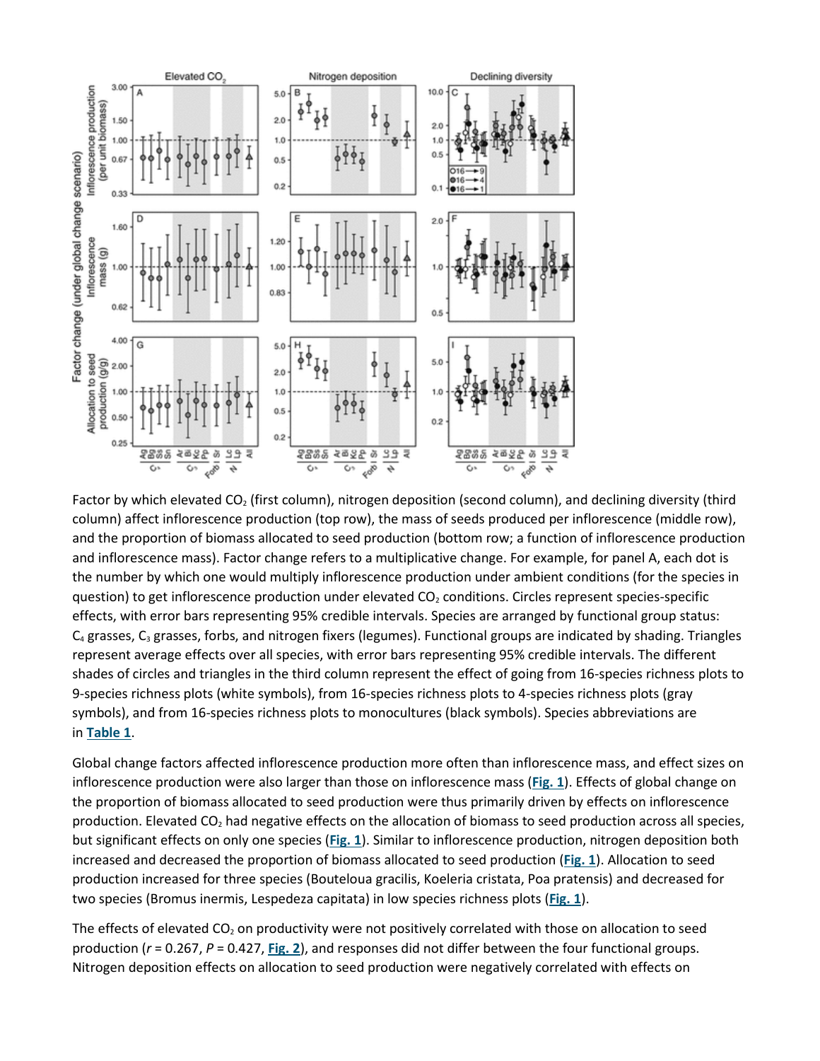Factor by which elevated $CO_2$ (first column), nitrogen deposition (second column), and declining diversity (third column) affect inflorescence production (top row), the mass of seeds produced per inflorescence (middle row), and the proportion of biomass allocated to seed production (bottom row; a function of inflorescence production and inflorescence mass). Factor change refers to a multiplicative change. For example, for panel A, each dot is the number by which one would multiply inflorescence production under ambient conditions (for the species in question) to get inflorescence production under elevated $CO_2$ conditions. Circles represent species-specific effects, with error bars representing 95% credible intervals. Species are arranged by functional group status: $C_4$ grasses, $C_3$ grasses, forbs, and nitrogen fixers (legumes). Functional groups are indicated by shading. Triangles represent average effects over all species, with error bars representing 95% credible intervals. The different shades of circles and triangles in the third column represent the effect of going from 16-species richness plots to 9-species richness plots (white symbols), from 16-species richness plots to 4-species richness plots (gray symbols), and from 16-species richness plots to monocultures (black symbols). Species abbreviations are in **Table 1**.

Global change factors affected inflorescence production more often than inflorescence mass, and effect sizes on inflorescence production were also larger than those on inflorescence mass (**Fig. 1**). Effects of global change on the proportion of biomass allocated to seed production were thus primarily driven by effects on inflorescence production. Elevated $CO_2$ had negative effects on the allocation of biomass to seed production across all species, but significant effects on only one species (**Fig. 1**). Similar to inflorescence production, nitrogen deposition both increased and decreased the proportion of biomass allocated to seed production (**Fig. 1**). Allocation to seed production increased for three species (Bouteloua gracilis, Koeleria cristata, Poa pratensis) and decreased for two species (Bromus inermis, Lespedeza capitata) in low species richness plots (**Fig. 1**).

The effects of elevated $CO_2$ on productivity were not positively correlated with those on allocation to seed production ($r = 0.267$, $P = 0.427$, **Fig. 2**), and responses did not differ between the four functional groups. Nitrogen deposition effects on allocation to seed production were negatively correlated with effects on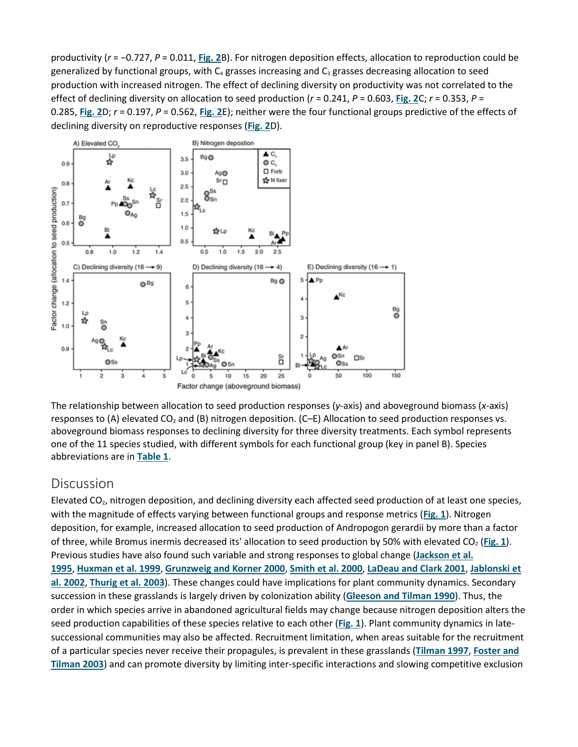productivity ($r = -0.727$, $P = 0.011$, **Fig. 2**B). For nitrogen deposition effects, allocation to reproduction could be generalized by functional groups, with $C_4$ grasses increasing and $C_3$ grasses decreasing allocation to seed production with increased nitrogen. The effect of declining diversity on productivity was not correlated to the effect of declining diversity on allocation to seed production ($r = 0.241$, $P = 0.603$, **Fig. 2**C; $r = 0.353$, $P = 0.285$, **Fig. 2**D; $r = 0.197$, $P = 0.562$, **Fig. 2**E); neither were the four functional groups predictive of the effects of declining diversity on reproductive responses (**Fig. 2**D).

The relationship between allocation to seed production responses (*y*-axis) and aboveground biomass (*x*-axis) responses to (A) elevated $CO_2$ and (B) nitrogen deposition. (C–E) Allocation to seed production responses vs. aboveground biomass responses to declining diversity for three diversity treatments. Each symbol represents one of the 11 species studied, with different symbols for each functional group (key in panel B). Species abbreviations are in **Table 1**.

## Discussion

Elevated $CO_2$, nitrogen deposition, and declining diversity each affected seed production of at least one species, with the magnitude of effects varying between functional groups and response metrics (**Fig. 1**). Nitrogen deposition, for example, increased allocation to seed production of Andropogon gerardii by more than a factor of three, while Bromus inermis decreased its' allocation to seed production by 50% with elevated $CO_2$ (**Fig. 1**). Previous studies have also found such variable and strong responses to global change (**Jackson et al. 1995**, **Huxman et al. 1999**, **Grunzweig and Korner 2000**, **Smith et al. 2000**, **LaDeau and Clark 2001**, **Jablonski et al. 2002**, **Thurig et al. 2003**). These changes could have implications for plant community dynamics. Secondary succession in these grasslands is largely driven by colonization ability (**Gleeson and Tilman 1990**). Thus, the order in which species arrive in abandoned agricultural fields may change because nitrogen deposition alters the seed production capabilities of these species relative to each other (**Fig. 1**). Plant community dynamics in late-successional communities may also be affected. Recruitment limitation, when areas suitable for the recruitment of a particular species never receive their propagules, is prevalent in these grasslands (**Tilman 1997**, **Foster and Tilman 2003**) and can promote diversity by limiting inter-specific interactions and slowing competitive exclusion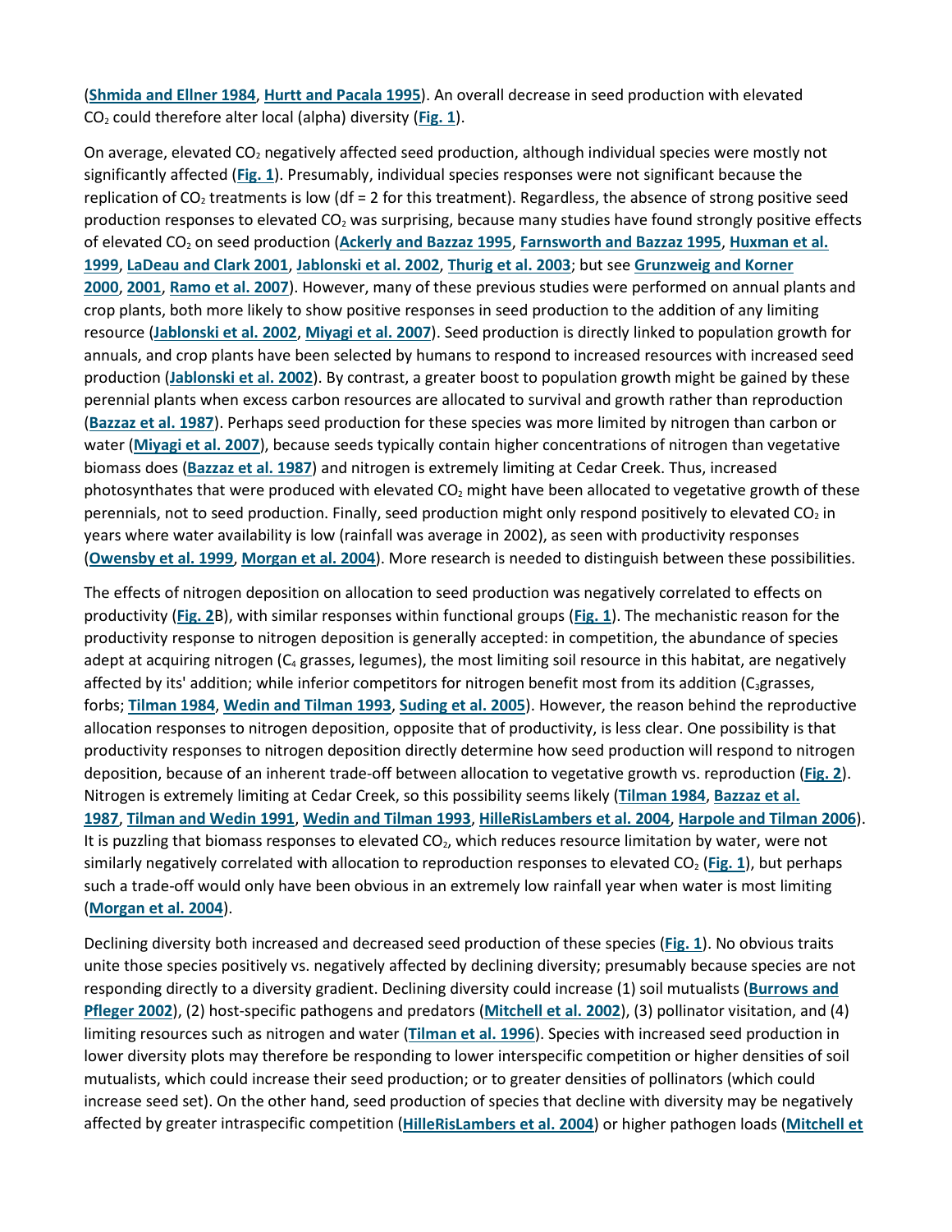(Shmida and Ellner 1984, Hurtt and Pacala 1995). An overall decrease in seed production with elevated $CO_2$ could therefore alter local (alpha) diversity (Fig. 1).

On average, elevated $CO_2$ negatively affected seed production, although individual species were mostly not significantly affected (Fig. 1). Presumably, individual species responses were not significant because the replication of $CO_2$ treatments is low (df = 2 for this treatment). Regardless, the absence of strong positive seed production responses to elevated $CO_2$ was surprising, because many studies have found strongly positive effects of elevated $CO_2$ on seed production (Ackerly and Bazzaz 1995, Farnsworth and Bazzaz 1995, Huxman et al. 1999, LaDeau and Clark 2001, Jablonski et al. 2002, Thurig et al. 2003; but see Grunzweig and Korner 2000, 2001, Ramo et al. 2007). However, many of these previous studies were performed on annual plants and crop plants, both more likely to show positive responses in seed production to the addition of any limiting resource (Jablonski et al. 2002, Miyagi et al. 2007). Seed production is directly linked to population growth for annuals, and crop plants have been selected by humans to respond to increased resources with increased seed production (Jablonski et al. 2002). By contrast, a greater boost to population growth might be gained by these perennial plants when excess carbon resources are allocated to survival and growth rather than reproduction (Bazzaz et al. 1987). Perhaps seed production for these species was more limited by nitrogen than carbon or water (Miyagi et al. 2007), because seeds typically contain higher concentrations of nitrogen than vegetative biomass does (Bazzaz et al. 1987) and nitrogen is extremely limiting at Cedar Creek. Thus, increased photosynthates that were produced with elevated $CO_2$ might have been allocated to vegetative growth of these perennials, not to seed production. Finally, seed production might only respond positively to elevated $CO_2$ in years where water availability is low (rainfall was average in 2002), as seen with productivity responses (Owensby et al. 1999, Morgan et al. 2004). More research is needed to distinguish between these possibilities.

The effects of nitrogen deposition on allocation to seed production was negatively correlated to effects on productivity (Fig. 2B), with similar responses within functional groups (Fig. 1). The mechanistic reason for the productivity response to nitrogen deposition is generally accepted: in competition, the abundance of species adept at acquiring nitrogen ($C_4$ grasses, legumes), the most limiting soil resource in this habitat, are negatively affected by its' addition; while inferior competitors for nitrogen benefit most from its addition ($C_3$grasses, forbs; Tilman 1984, Wedin and Tilman 1993, Suding et al. 2005). However, the reason behind the reproductive allocation responses to nitrogen deposition, opposite that of productivity, is less clear. One possibility is that productivity responses to nitrogen deposition directly determine how seed production will respond to nitrogen deposition, because of an inherent trade-off between allocation to vegetative growth vs. reproduction (Fig. 2). Nitrogen is extremely limiting at Cedar Creek, so this possibility seems likely (Tilman 1984, Bazzaz et al. 1987, Tilman and Wedin 1991, Wedin and Tilman 1993, HilleRisLambers et al. 2004, Harpole and Tilman 2006). It is puzzling that biomass responses to elevated $CO_2$, which reduces resource limitation by water, were not similarly negatively correlated with allocation to reproduction responses to elevated $CO_2$ (Fig. 1), but perhaps such a trade-off would only have been obvious in an extremely low rainfall year when water is most limiting (Morgan et al. 2004).

Declining diversity both increased and decreased seed production of these species (Fig. 1). No obvious traits unite those species positively vs. negatively affected by declining diversity; presumably because species are not responding directly to a diversity gradient. Declining diversity could increase (1) soil mutualists (Burrows and Pfleger 2002), (2) host-specific pathogens and predators (Mitchell et al. 2002), (3) pollinator visitation, and (4) limiting resources such as nitrogen and water (Tilman et al. 1996). Species with increased seed production in lower diversity plots may therefore be responding to lower interspecific competition or higher densities of soil mutualists, which could increase their seed production; or to greater densities of pollinators (which could increase seed set). On the other hand, seed production of species that decline with diversity may be negatively affected by greater intraspecific competition (HilleRisLambers et al. 2004) or higher pathogen loads (Mitchell et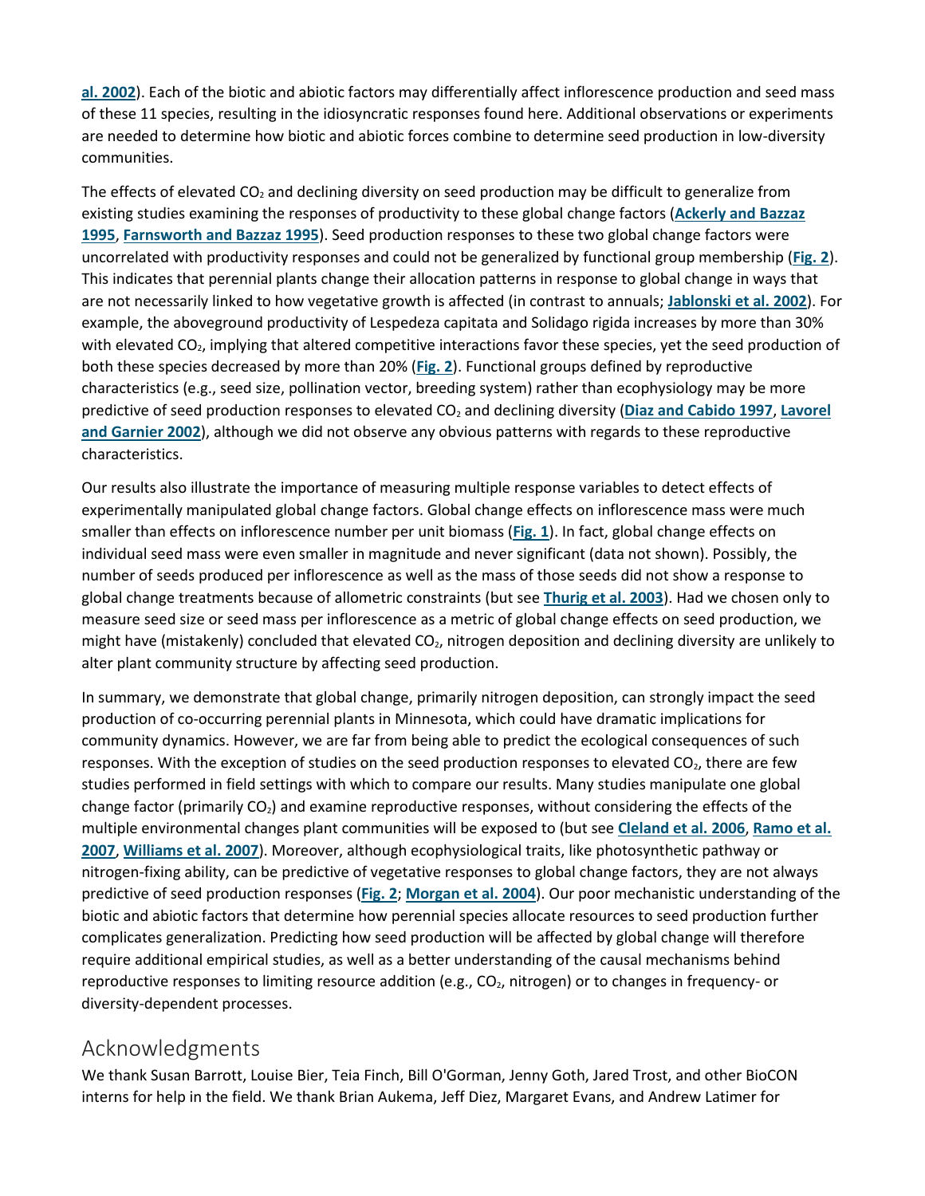al. 2002). Each of the biotic and abiotic factors may differentially affect inflorescence production and seed mass of these 11 species, resulting in the idiosyncratic responses found here. Additional observations or experiments are needed to determine how biotic and abiotic forces combine to determine seed production in low-diversity communities.

The effects of elevated $CO_2$ and declining diversity on seed production may be difficult to generalize from existing studies examining the responses of productivity to these global change factors (**Ackerly and Bazzaz 1995**, **Farnsworth and Bazzaz 1995**). Seed production responses to these two global change factors were uncorrelated with productivity responses and could not be generalized by functional group membership (**Fig. 2**). This indicates that perennial plants change their allocation patterns in response to global change in ways that are not necessarily linked to how vegetative growth is affected (in contrast to annuals; **Jablonski et al. 2002**). For example, the aboveground productivity of Lespedeza capitata and Solidago rigida increases by more than 30% with elevated $CO_2$, implying that altered competitive interactions favor these species, yet the seed production of both these species decreased by more than 20% (**Fig. 2**). Functional groups defined by reproductive characteristics (e.g., seed size, pollination vector, breeding system) rather than ecophysiology may be more predictive of seed production responses to elevated $CO_2$ and declining diversity (**Diaz and Cabido 1997**, **Lavorel and Garnier 2002**), although we did not observe any obvious patterns with regards to these reproductive characteristics.

Our results also illustrate the importance of measuring multiple response variables to detect effects of experimentally manipulated global change factors. Global change effects on inflorescence mass were much smaller than effects on inflorescence number per unit biomass (**Fig. 1**). In fact, global change effects on individual seed mass were even smaller in magnitude and never significant (data not shown). Possibly, the number of seeds produced per inflorescence as well as the mass of those seeds did not show a response to global change treatments because of allometric constraints (but see **Thurig et al. 2003**). Had we chosen only to measure seed size or seed mass per inflorescence as a metric of global change effects on seed production, we might have (mistakenly) concluded that elevated $CO_2$, nitrogen deposition and declining diversity are unlikely to alter plant community structure by affecting seed production.

In summary, we demonstrate that global change, primarily nitrogen deposition, can strongly impact the seed production of co-occurring perennial plants in Minnesota, which could have dramatic implications for community dynamics. However, we are far from being able to predict the ecological consequences of such responses. With the exception of studies on the seed production responses to elevated $CO_2$, there are few studies performed in field settings with which to compare our results. Many studies manipulate one global change factor (primarily $CO_2$) and examine reproductive responses, without considering the effects of the multiple environmental changes plant communities will be exposed to (but see **Cleland et al. 2006**, **Ramo et al. 2007**, **Williams et al. 2007**). Moreover, although ecophysiological traits, like photosynthetic pathway or nitrogen-fixing ability, can be predictive of vegetative responses to global change factors, they are not always predictive of seed production responses (**Fig. 2**; **Morgan et al. 2004**). Our poor mechanistic understanding of the biotic and abiotic factors that determine how perennial species allocate resources to seed production further complicates generalization. Predicting how seed production will be affected by global change will therefore require additional empirical studies, as well as a better understanding of the causal mechanisms behind reproductive responses to limiting resource addition (e.g., $CO_2$, nitrogen) or to changes in frequency- or diversity-dependent processes.

## Acknowledgments

We thank Susan Barrott, Louise Bier, Teia Finch, Bill O'Gorman, Jenny Goth, Jared Trost, and other BioCON interns for help in the field. We thank Brian Aukema, Jeff Diez, Margaret Evans, and Andrew Latimer for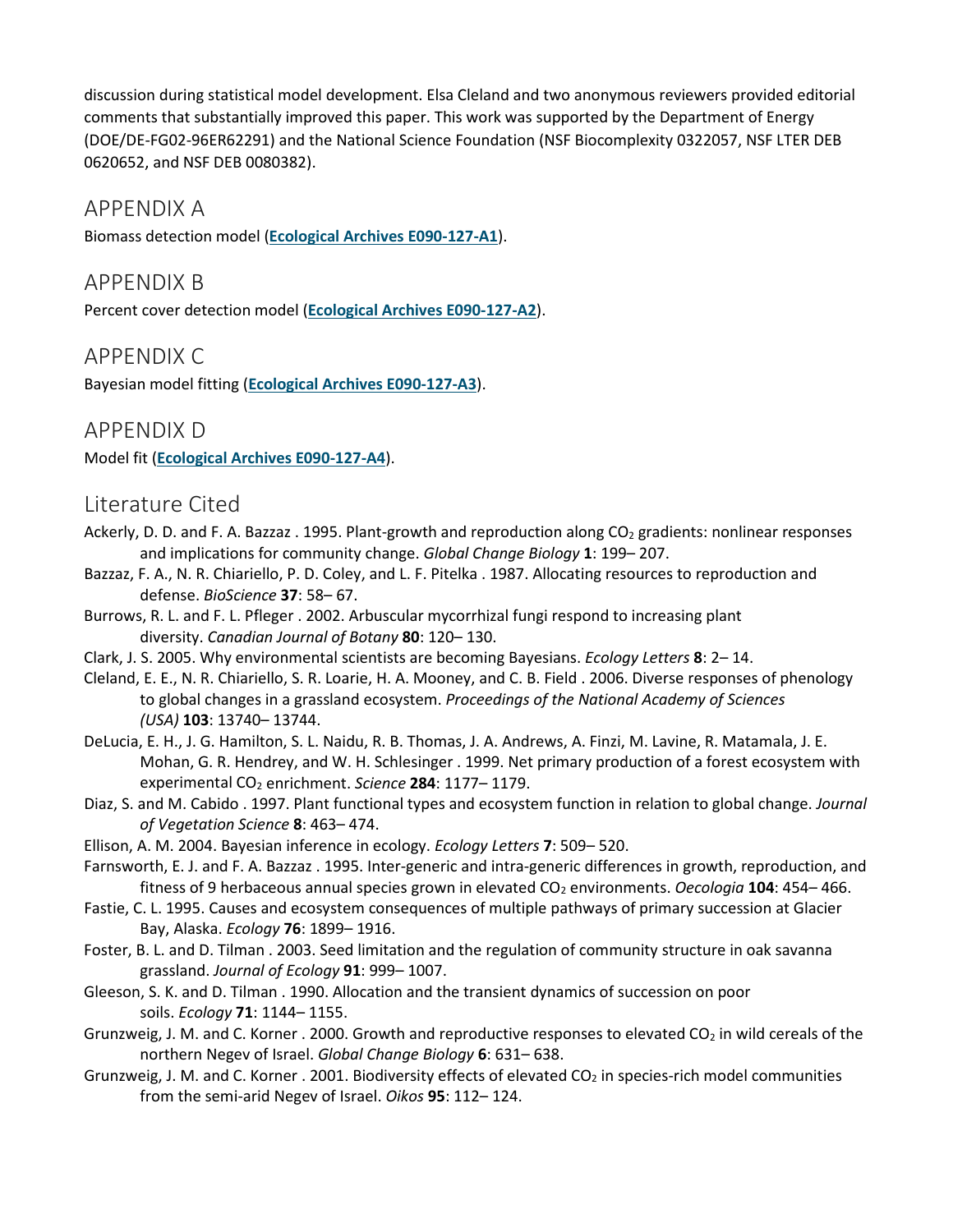discussion during statistical model development. Elsa Cleland and two anonymous reviewers provided editorial comments that substantially improved this paper. This work was supported by the Department of Energy (DOE/DE-FG02-96ER62291) and the National Science Foundation (NSF Biocomplexity 0322057, NSF LTER DEB 0620652, and NSF DEB 0080382).

## APPENDIX A

Biomass detection model (**Ecological Archives E090-127-A1**).

## APPENDIX B

Percent cover detection model (**Ecological Archives E090-127-A2**).

## APPENDIX C

Bayesian model fitting (**Ecological Archives E090-127-A3**).

## APPENDIX D

Model fit (**Ecological Archives E090-127-A4**).

## Literature Cited

Ackerly, D. D. and F. A. Bazzaz . 1995. Plant-growth and reproduction along $CO_2$ gradients: nonlinear responses and implications for community change. *Global Change Biology* **1**: 199– 207.

Bazzaz, F. A., N. R. Chiariello, P. D. Coley, and L. F. Pitelka . 1987. Allocating resources to reproduction and defense. *BioScience* **37**: 58– 67.

Burrows, R. L. and F. L. Pfleger . 2002. Arbuscular mycorrhizal fungi respond to increasing plant diversity. *Canadian Journal of Botany* **80**: 120– 130.

Clark, J. S. 2005. Why environmental scientists are becoming Bayesians. *Ecology Letters* **8**: 2– 14.

Cleland, E. E., N. R. Chiariello, S. R. Loarie, H. A. Mooney, and C. B. Field . 2006. Diverse responses of phenology to global changes in a grassland ecosystem. *Proceedings of the National Academy of Sciences (USA)* **103**: 13740– 13744.

DeLucia, E. H., J. G. Hamilton, S. L. Naidu, R. B. Thomas, J. A. Andrews, A. Finzi, M. Lavine, R. Matamala, J. E. Mohan, G. R. Hendrey, and W. H. Schlesinger . 1999. Net primary production of a forest ecosystem with experimental $CO_2$ enrichment. *Science* **284**: 1177– 1179.

Diaz, S. and M. Cabido . 1997. Plant functional types and ecosystem function in relation to global change. *Journal of Vegetation Science* **8**: 463– 474.

Ellison, A. M. 2004. Bayesian inference in ecology. *Ecology Letters* **7**: 509– 520.

Farnsworth, E. J. and F. A. Bazzaz . 1995. Inter-generic and intra-generic differences in growth, reproduction, and fitness of 9 herbaceous annual species grown in elevated $CO_2$ environments. *Oecologia* **104**: 454– 466.

Fastie, C. L. 1995. Causes and ecosystem consequences of multiple pathways of primary succession at Glacier Bay, Alaska. *Ecology* **76**: 1899– 1916.

Foster, B. L. and D. Tilman . 2003. Seed limitation and the regulation of community structure in oak savanna grassland. *Journal of Ecology* **91**: 999– 1007.

Gleeson, S. K. and D. Tilman . 1990. Allocation and the transient dynamics of succession on poor soils. *Ecology* **71**: 1144– 1155.

Grunzweig, J. M. and C. Korner . 2000. Growth and reproductive responses to elevated $CO_2$ in wild cereals of the northern Negev of Israel. *Global Change Biology* **6**: 631– 638.

Grunzweig, J. M. and C. Korner . 2001. Biodiversity effects of elevated $CO_2$ in species-rich model communities from the semi-arid Negev of Israel. *Oikos* **95**: 112– 124.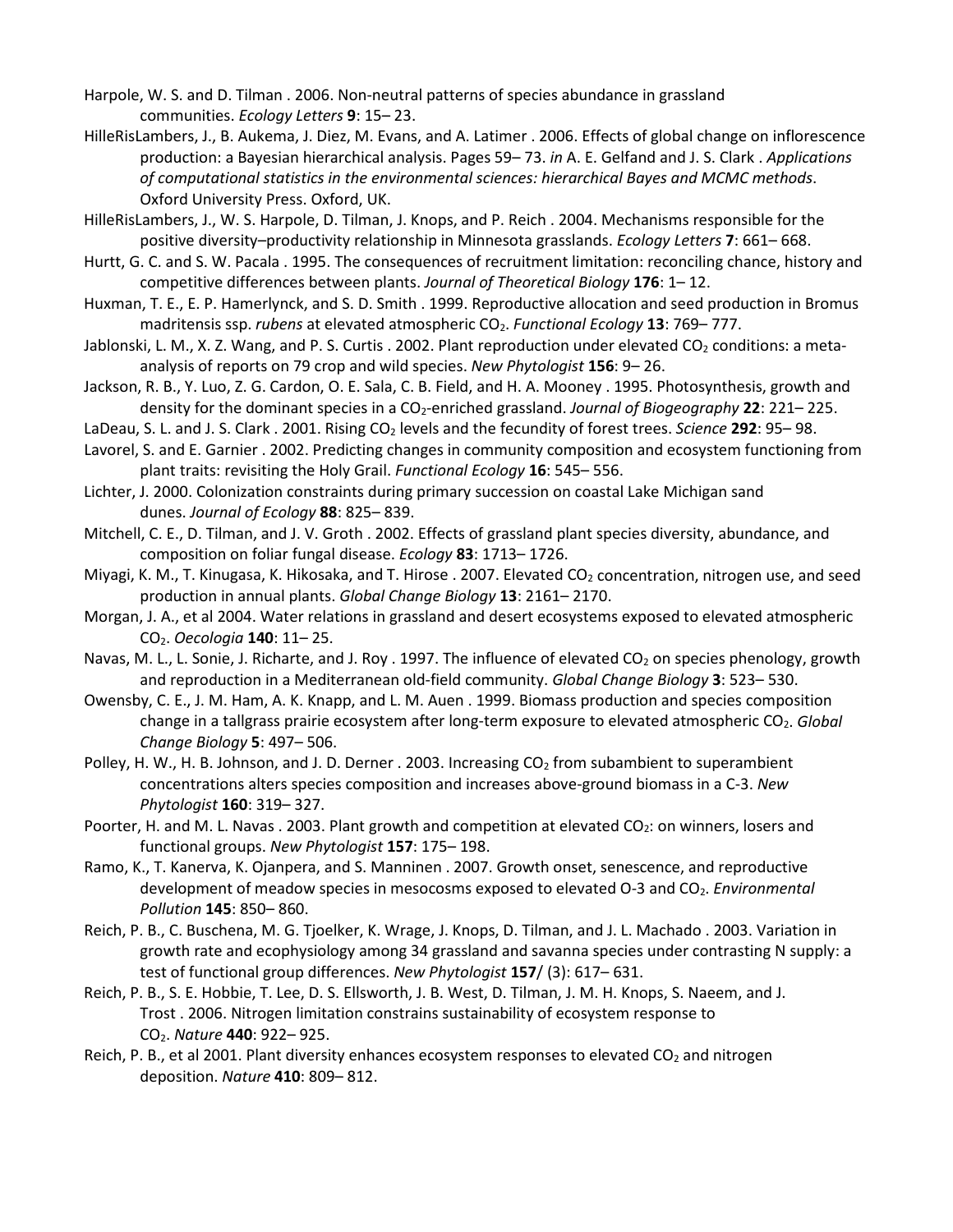Harpole, W. S. and D. Tilman . 2006. Non-neutral patterns of species abundance in grassland communities. *Ecology Letters* **9**: 15– 23.

HilleRisLambers, J., B. Aukema, J. Diez, M. Evans, and A. Latimer . 2006. Effects of global change on inflorescence production: a Bayesian hierarchical analysis. Pages 59– 73. *in* A. E. Gelfand and J. S. Clark . *Applications of computational statistics in the environmental sciences: hierarchical Bayes and MCMC methods*. Oxford University Press. Oxford, UK.

HilleRisLambers, J., W. S. Harpole, D. Tilman, J. Knops, and P. Reich . 2004. Mechanisms responsible for the positive diversity–productivity relationship in Minnesota grasslands. *Ecology Letters* **7**: 661– 668.

Hurtt, G. C. and S. W. Pacala . 1995. The consequences of recruitment limitation: reconciling chance, history and competitive differences between plants. *Journal of Theoretical Biology* **176**: 1– 12.

Huxman, T. E., E. P. Hamerlynck, and S. D. Smith . 1999. Reproductive allocation and seed production in Bromus madritensis ssp. *rubens* at elevated atmospheric $CO_2$. *Functional Ecology* **13**: 769– 777.

Jablonski, L. M., X. Z. Wang, and P. S. Curtis . 2002. Plant reproduction under elevated $CO_2$ conditions: a meta-analysis of reports on 79 crop and wild species. *New Phytologist* **156**: 9– 26.

Jackson, R. B., Y. Luo, Z. G. Cardon, O. E. Sala, C. B. Field, and H. A. Mooney . 1995. Photosynthesis, growth and density for the dominant species in a $CO_2$-enriched grassland. *Journal of Biogeography* **22**: 221– 225.

LaDeau, S. L. and J. S. Clark . 2001. Rising $CO_2$ levels and the fecundity of forest trees. *Science* **292**: 95– 98.

Lavorel, S. and E. Garnier . 2002. Predicting changes in community composition and ecosystem functioning from plant traits: revisiting the Holy Grail. *Functional Ecology* **16**: 545– 556.

Lichter, J. 2000. Colonization constraints during primary succession on coastal Lake Michigan sand dunes. *Journal of Ecology* **88**: 825– 839.

Mitchell, C. E., D. Tilman, and J. V. Groth . 2002. Effects of grassland plant species diversity, abundance, and composition on foliar fungal disease. *Ecology* **83**: 1713– 1726.

Miyagi, K. M., T. Kinugasa, K. Hikosaka, and T. Hirose . 2007. Elevated $CO_2$ concentration, nitrogen use, and seed production in annual plants. *Global Change Biology* **13**: 2161– 2170.

Morgan, J. A., et al 2004. Water relations in grassland and desert ecosystems exposed to elevated atmospheric $CO_2$. *Oecologia* **140**: 11– 25.

Navas, M. L., L. Sonie, J. Richarte, and J. Roy . 1997. The influence of elevated $CO_2$ on species phenology, growth and reproduction in a Mediterranean old-field community. *Global Change Biology* **3**: 523– 530.

Owensby, C. E., J. M. Ham, A. K. Knapp, and L. M. Auen . 1999. Biomass production and species composition change in a tallgrass prairie ecosystem after long-term exposure to elevated atmospheric $CO_2$. *Global Change Biology* **5**: 497– 506.

Polley, H. W., H. B. Johnson, and J. D. Derner . 2003. Increasing $CO_2$ from subambient to superambient concentrations alters species composition and increases above-ground biomass in a C-3. *New Phytologist* **160**: 319– 327.

Poorter, H. and M. L. Navas . 2003. Plant growth and competition at elevated $CO_2$: on winners, losers and functional groups. *New Phytologist* **157**: 175– 198.

Ramo, K., T. Kanerva, K. Ojanpera, and S. Manninen . 2007. Growth onset, senescence, and reproductive development of meadow species in mesocosms exposed to elevated O-3 and $CO_2$. *Environmental Pollution* **145**: 850– 860.

Reich, P. B., C. Buschena, M. G. Tjoelker, K. Wrage, J. Knops, D. Tilman, and J. L. Machado . 2003. Variation in growth rate and ecophysiology among 34 grassland and savanna species under contrasting N supply: a test of functional group differences. *New Phytologist* **157**/ (3): 617– 631.

Reich, P. B., S. E. Hobbie, T. Lee, D. S. Ellsworth, J. B. West, D. Tilman, J. M. H. Knops, S. Naeem, and J. Trost . 2006. Nitrogen limitation constrains sustainability of ecosystem response to $CO_2$. *Nature* **440**: 922– 925.

Reich, P. B., et al 2001. Plant diversity enhances ecosystem responses to elevated $CO_2$ and nitrogen deposition. *Nature* **410**: 809– 812.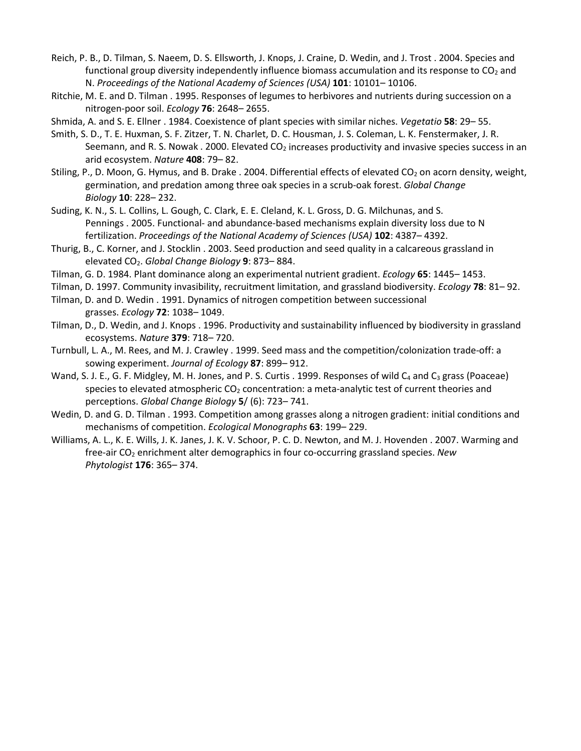Reich, P. B., D. Tilman, S. Naeem, D. S. Ellsworth, J. Knops, J. Craine, D. Wedin, and J. Trost . 2004. Species and functional group diversity independently influence biomass accumulation and its response to $CO_2$ and N. *Proceedings of the National Academy of Sciences (USA)* **101**: 10101– 10106.

Ritchie, M. E. and D. Tilman . 1995. Responses of legumes to herbivores and nutrients during succession on a nitrogen-poor soil. *Ecology* **76**: 2648– 2655.

Shmida, A. and S. E. Ellner . 1984. Coexistence of plant species with similar niches. *Vegetatio* **58**: 29– 55.

Smith, S. D., T. E. Huxman, S. F. Zitzer, T. N. Charlet, D. C. Housman, J. S. Coleman, L. K. Fenstermaker, J. R. Seemann, and R. S. Nowak . 2000. Elevated $CO_2$ increases productivity and invasive species success in an arid ecosystem. *Nature* **408**: 79– 82.

Stiling, P., D. Moon, G. Hymus, and B. Drake . 2004. Differential effects of elevated $CO_2$ on acorn density, weight, germination, and predation among three oak species in a scrub-oak forest. *Global Change Biology* **10**: 228– 232.

Suding, K. N., S. L. Collins, L. Gough, C. Clark, E. E. Cleland, K. L. Gross, D. G. Milchunas, and S. Pennings . 2005. Functional- and abundance-based mechanisms explain diversity loss due to N fertilization. *Proceedings of the National Academy of Sciences (USA)* **102**: 4387– 4392.

Thurig, B., C. Korner, and J. Stocklin . 2003. Seed production and seed quality in a calcareous grassland in elevated $CO_2$. *Global Change Biology* **9**: 873– 884.

Tilman, G. D. 1984. Plant dominance along an experimental nutrient gradient. *Ecology* **65**: 1445– 1453.

Tilman, D. 1997. Community invasibility, recruitment limitation, and grassland biodiversity. *Ecology* **78**: 81– 92.

Tilman, D. and D. Wedin . 1991. Dynamics of nitrogen competition between successional grasses. *Ecology* **72**: 1038– 1049.

Tilman, D., D. Wedin, and J. Knops . 1996. Productivity and sustainability influenced by biodiversity in grassland ecosystems. *Nature* **379**: 718– 720.

Turnbull, L. A., M. Rees, and M. J. Crawley . 1999. Seed mass and the competition/colonization trade-off: a sowing experiment. *Journal of Ecology* **87**: 899– 912.

Wand, S. J. E., G. F. Midgley, M. H. Jones, and P. S. Curtis . 1999. Responses of wild $C_4$ and $C_3$ grass (Poaceae) species to elevated atmospheric $CO_2$ concentration: a meta-analytic test of current theories and perceptions. *Global Change Biology* **5**/ (6): 723– 741.

Wedin, D. and G. D. Tilman . 1993. Competition among grasses along a nitrogen gradient: initial conditions and mechanisms of competition. *Ecological Monographs* **63**: 199– 229.

Williams, A. L., K. E. Wills, J. K. Janes, J. K. V. Schoor, P. C. D. Newton, and M. J. Hovenden . 2007. Warming and free-air $CO_2$ enrichment alter demographics in four co-occurring grassland species. *New Phytologist* **176**: 365– 374.